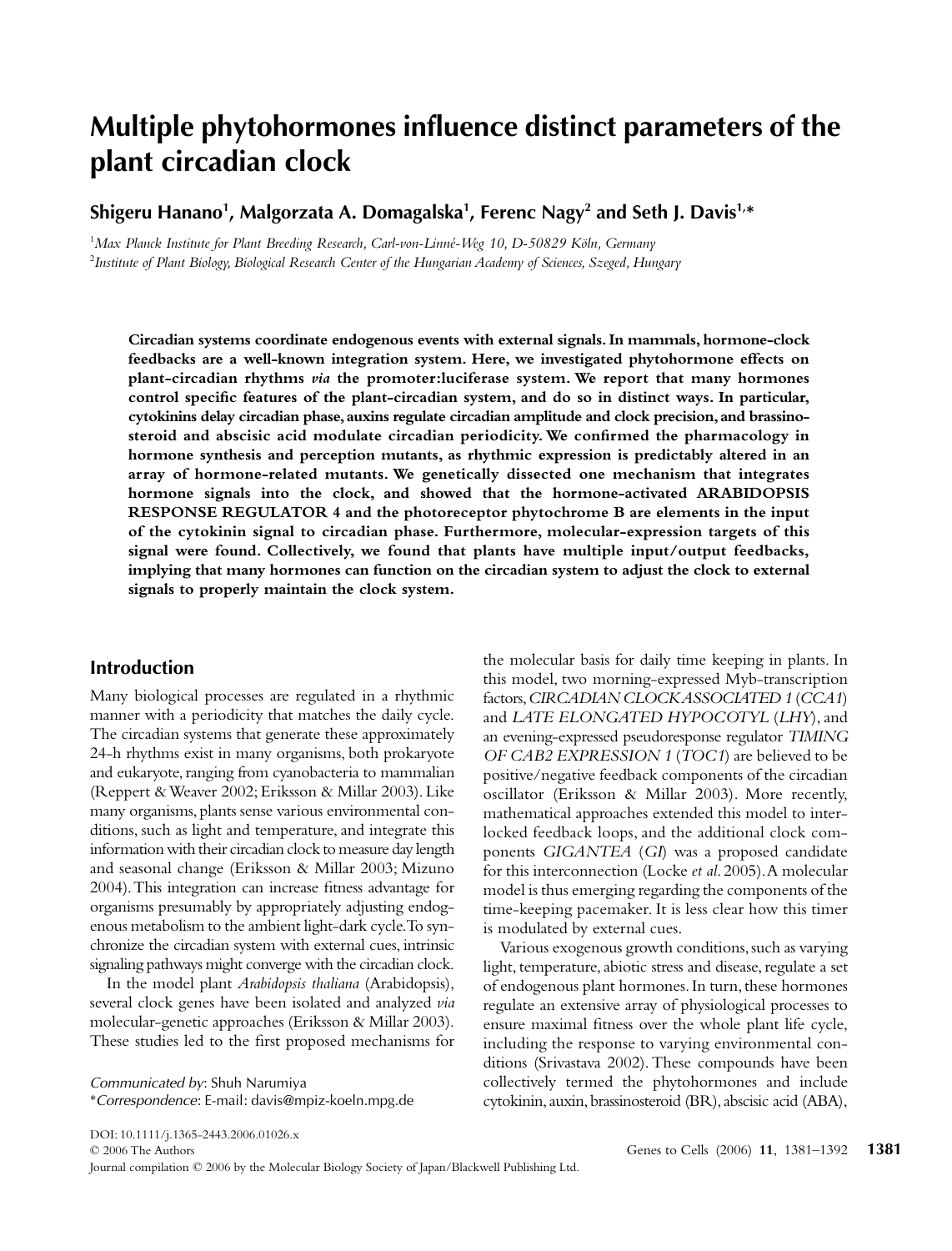# Multiple phytohormones influence distinct parameters of the plant circadian clock

**Shigeru Hanano[1], Malgorzata A. Domagalska[1], Ferenc Nagy[2] and Seth J. Davis[1,*]**

[1] *Max Planck Institute for Plant Breeding Research, Carl-von-Linné-Weg 10, D-50829 Köln, Germany*

[2] *Institute of Plant Biology, Biological Research Center of the Hungarian Academy of Sciences, Szeged, Hungary*

**Circadian systems coordinate endogenous events with external signals. In mammals, hormone-clock feedbacks are a well-known integration system. Here, we investigated phytohormone effects on plant-circadian rhythms *via* the promoter:luciferase system. We report that many hormones control specific features of the plant-circadian system, and do so in distinct ways. In particular, cytokinins delay circadian phase, auxins regulate circadian amplitude and clock precision, and brassinosteroid and abscisic acid modulate circadian periodicity. We confirmed the pharmacology in hormone synthesis and perception mutants, as rhythmic expression is predictably altered in an array of hormone-related mutants. We genetically dissected one mechanism that integrates hormone signals into the clock, and showed that the hormone-activated ARABIDOPSIS RESPONSE REGULATOR 4 and the photoreceptor phytochrome B are elements in the input of the cytokinin signal to circadian phase. Furthermore, molecular-expression targets of this signal were found. Collectively, we found that plants have multiple input/output feedbacks, implying that many hormones can function on the circadian system to adjust the clock to external signals to properly maintain the clock system.**

## Introduction

Many biological processes are regulated in a rhythmic manner with a periodicity that matches the daily cycle. The circadian systems that generate these approximately 24-h rhythms exist in many organisms, both prokaryote and eukaryote, ranging from cyanobacteria to mammalian (Reppert & Weaver 2002; Eriksson & Millar 2003). Like many organisms, plants sense various environmental conditions, such as light and temperature, and integrate this information with their circadian clock to measure day length and seasonal change (Eriksson & Millar 2003; Mizuno 2004). This integration can increase fitness advantage for organisms presumably by appropriately adjusting endogenous metabolism to the ambient light-dark cycle. To synchronize the circadian system with external cues, intrinsic signaling pathways might converge with the circadian clock.

In the model plant *Arabidopsis thaliana* (Arabidopsis), several clock genes have been isolated and analyzed *via* molecular-genetic approaches (Eriksson & Millar 2003). These studies led to the first proposed mechanisms for the molecular basis for daily time keeping in plants. In this model, two morning-expressed Myb-transcription factors, *CIRCADIAN CLOCK ASSOCIATED 1* (*CCA1*) and *LATE ELONGATED HYPOCOTYL* (*LHY*), and an evening-expressed pseudoresponse regulator *TIMING OF CAB2 EXPRESSION 1* (*TOC1*) are believed to be positive/negative feedback components of the circadian oscillator (Eriksson & Millar 2003). More recently, mathematical approaches extended this model to interlocked feedback loops, and the additional clock components *GIGANTEA* (*GI*) was a proposed candidate for this interconnection (Locke *et al.* 2005). A molecular model is thus emerging regarding the components of the time-keeping pacemaker. It is less clear how this timer is modulated by external cues.

Various exogenous growth conditions, such as varying light, temperature, abiotic stress and disease, regulate a set of endogenous plant hormones. In turn, these hormones regulate an extensive array of physiological processes to ensure maximal fitness over the whole plant life cycle, including the response to varying environmental conditions (Srivastava 2002). These compounds have been collectively termed the phytohormones and include cytokinin, auxin, brassinosteroid (BR), abscisic acid (ABA),

*Communicated by*: Shuh Narumiya

\**Correspondence*: E-mail: davis@mpiz-koeln.mpg.de

DOI: 10.1111/j.1365-2443.2006.01026.x

© 2006 The Authors

Journal compilation © 2006 by the Molecular Biology Society of Japan/Blackwell Publishing Ltd.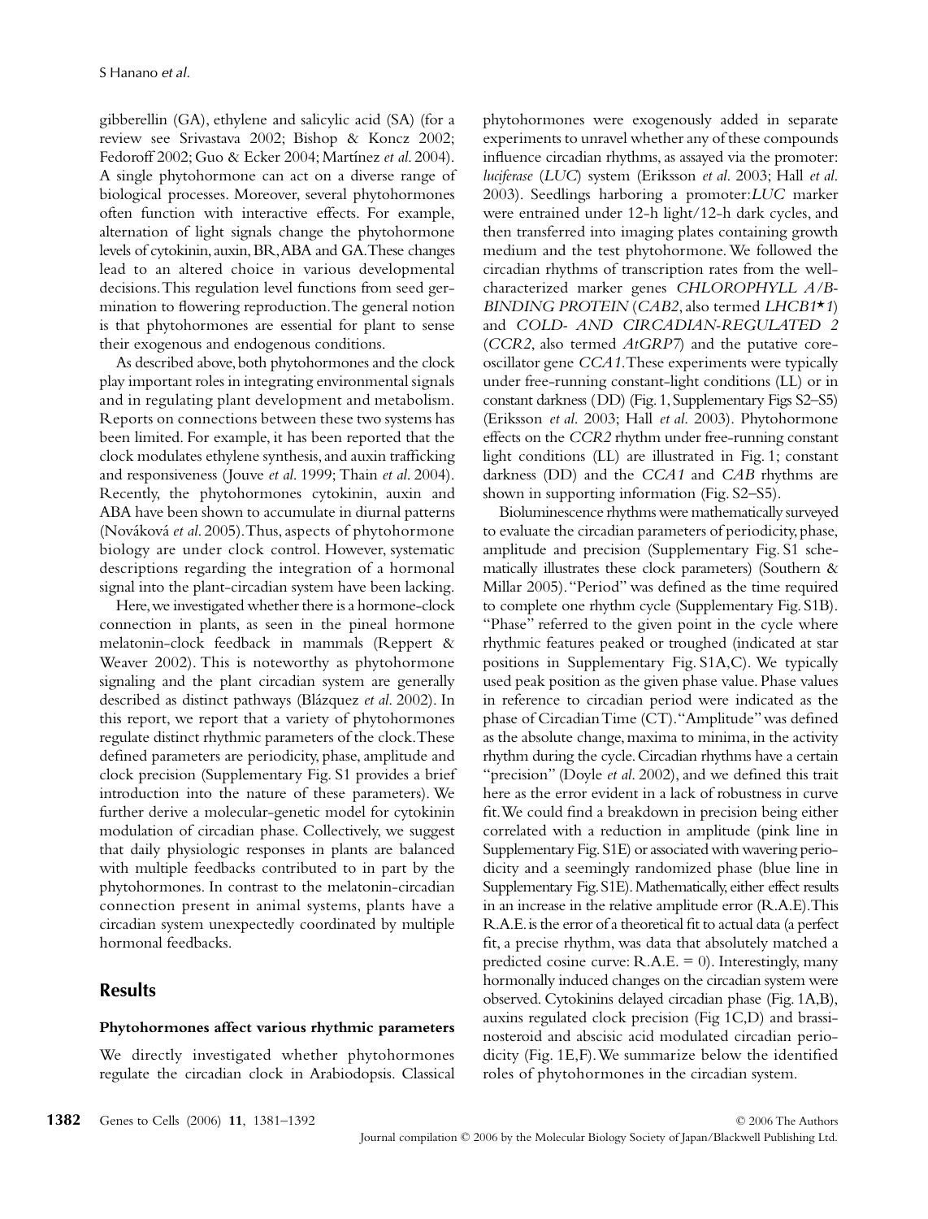gibberellin (GA), ethylene and salicylic acid (SA) (for a review see Srivastava 2002; Bishop & Koncz 2002; Fedoroff 2002; Guo & Ecker 2004; Martínez *et al.* 2004). A single phytohormone can act on a diverse range of biological processes. Moreover, several phytohormones often function with interactive effects. For example, alternation of light signals change the phytohormone levels of cytokinin, auxin, BR, ABA and GA. These changes lead to an altered choice in various developmental decisions. This regulation level functions from seed germination to flowering reproduction. The general notion is that phytohormones are essential for plant to sense their exogenous and endogenous conditions.

As described above, both phytohormones and the clock play important roles in integrating environmental signals and in regulating plant development and metabolism. Reports on connections between these two systems has been limited. For example, it has been reported that the clock modulates ethylene synthesis, and auxin trafficking and responsiveness (Jouve *et al.* 1999; Thain *et al.* 2004). Recently, the phytohormones cytokinin, auxin and ABA have been shown to accumulate in diurnal patterns (Nováková *et al.* 2005). Thus, aspects of phytohormone biology are under clock control. However, systematic descriptions regarding the integration of a hormonal signal into the plant-circadian system have been lacking.

Here, we investigated whether there is a hormone-clock connection in plants, as seen in the pineal hormone melatonin-clock feedback in mammals (Reppert & Weaver 2002). This is noteworthy as phytohormone signaling and the plant circadian system are generally described as distinct pathways (Blázquez *et al.* 2002). In this report, we report that a variety of phytohormones regulate distinct rhythmic parameters of the clock. These defined parameters are periodicity, phase, amplitude and clock precision (Supplementary Fig. S1 provides a brief introduction into the nature of these parameters). We further derive a molecular-genetic model for cytokinin modulation of circadian phase. Collectively, we suggest that daily physiologic responses in plants are balanced with multiple feedbacks contributed to in part by the phytohormones. In contrast to the melatonin-circadian connection present in animal systems, plants have a circadian system unexpectedly coordinated by multiple hormonal feedbacks.

## Results

### Phytohormones affect various rhythmic parameters

We directly investigated whether phytohormones regulate the circadian clock in Arabidopsis. Classical phytohormones were exogenously added in separate experiments to unravel whether any of these compounds influence circadian rhythms, as assayed via the promoter: *luciferase* (*LUC*) system (Eriksson *et al.* 2003; Hall *et al.* 2003). Seedlings harboring a promoter:*LUC* marker were entrained under 12-h light/12-h dark cycles, and then transferred into imaging plates containing growth medium and the test phytohormone. We followed the circadian rhythms of transcription rates from the well-characterized marker genes *CHLOROPHYLL A/B-BINDING PROTEIN* (*CAB2*, also termed *LHCB1\*1*) and *COLD- AND CIRCADIAN-REGULATED 2* (*CCR2*, also termed *AtGRP7*) and the putative core-oscillator gene *CCA1*. These experiments were typically under free-running constant-light conditions (LL) or in constant darkness (DD) (Fig. 1, Supplementary Figs S2–S5) (Eriksson *et al.* 2003; Hall *et al.* 2003). Phytohormone effects on the *CCR2* rhythm under free-running constant light conditions (LL) are illustrated in Fig. 1; constant darkness (DD) and the *CCA1* and *CAB* rhythms are shown in supporting information (Fig. S2–S5).

Bioluminescence rhythms were mathematically surveyed to evaluate the circadian parameters of periodicity, phase, amplitude and precision (Supplementary Fig. S1 schematically illustrates these clock parameters) (Southern & Millar 2005). "Period" was defined as the time required to complete one rhythm cycle (Supplementary Fig. S1B). "Phase" referred to the given point in the cycle where rhythmic features peaked or troughed (indicated at star positions in Supplementary Fig. S1A,C). We typically used peak position as the given phase value. Phase values in reference to circadian period were indicated as the phase of Circadian Time (CT). "Amplitude" was defined as the absolute change, maxima to minima, in the activity rhythm during the cycle. Circadian rhythms have a certain "precision" (Doyle *et al.* 2002), and we defined this trait here as the error evident in a lack of robustness in curve fit. We could find a breakdown in precision being either correlated with a reduction in amplitude (pink line in Supplementary Fig. S1E) or associated with wavering periodicity and a seemingly randomized phase (blue line in Supplementary Fig. S1E). Mathematically, either effect results in an increase in the relative amplitude error (R.A.E). This R.A.E. is the error of a theoretical fit to actual data (a perfect fit, a precise rhythm, was data that absolutely matched a predicted cosine curve: R.A.E. = 0). Interestingly, many hormonally induced changes on the circadian system were observed. Cytokinins delayed circadian phase (Fig. 1A,B), auxins regulated clock precision (Fig 1C,D) and brassinosteroid and abscisic acid modulated circadian periodicity (Fig. 1E,F). We summarize below the identified roles of phytohormones in the circadian system.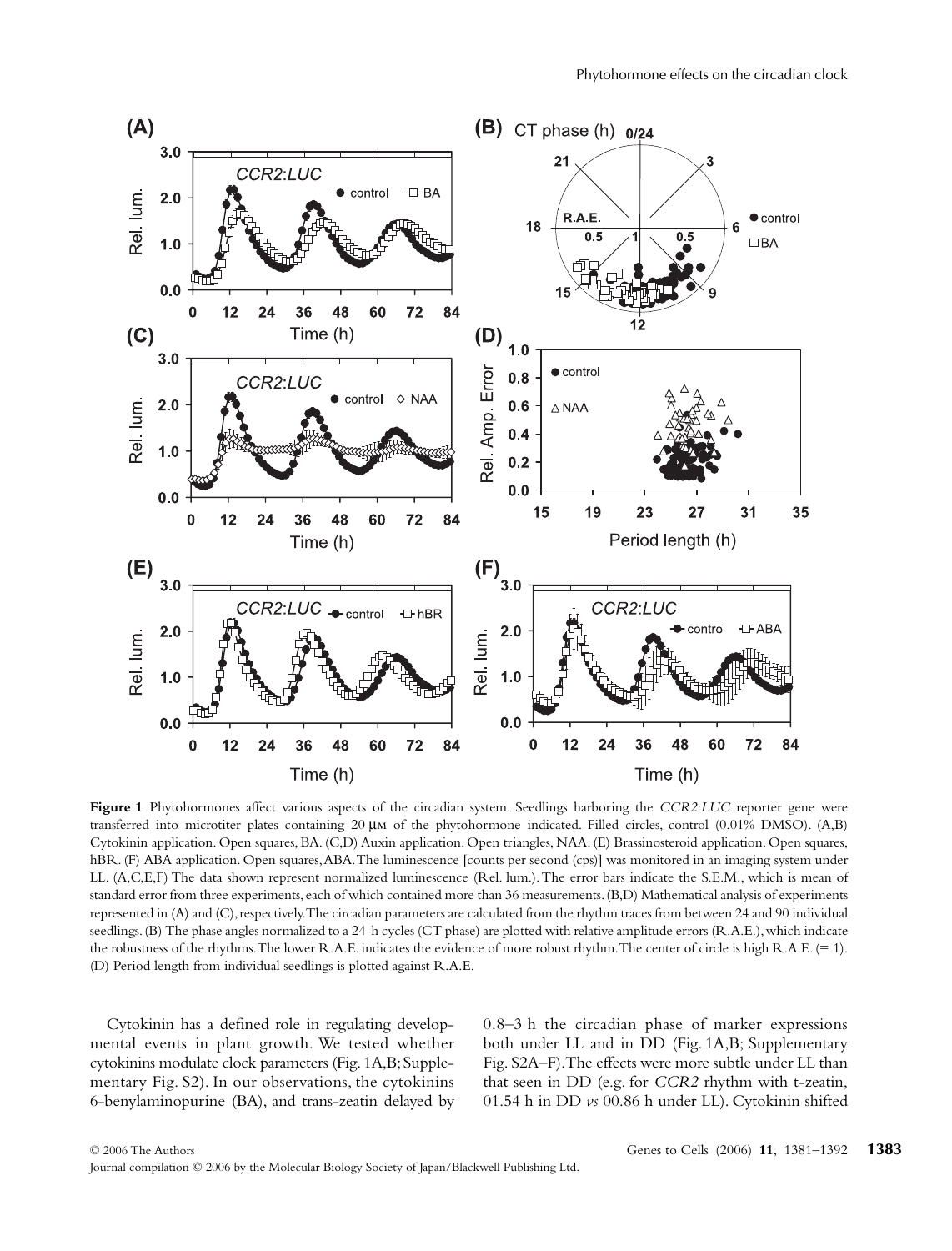**Figure 1** Phytohormones affect various aspects of the circadian system. Seedlings harboring the *CCR2:LUC* reporter gene were transferred into microtiter plates containing 20 μM of the phytohormone indicated. Filled circles, control (0.01% DMSO). (A,B) Cytokinin application. Open squares, BA. (C,D) Auxin application. Open triangles, NAA. (E) Brassinosteroid application. Open squares, hBR. (F) ABA application. Open squares, ABA. The luminescence [counts per second (cps)] was monitored in an imaging system under LL. (A,C,E,F) The data shown represent normalized luminescence (Rel. lum.). The error bars indicate the S.E.M., which is mean of standard error from three experiments, each of which contained more than 36 measurements. (B,D) Mathematical analysis of experiments represented in (A) and (C), respectively. The circadian parameters are calculated from the rhythm traces from between 24 and 90 individual seedlings. (B) The phase angles normalized to a 24-h cycles (CT phase) are plotted with relative amplitude errors (R.A.E.), which indicate the robustness of the rhythms. The lower R.A.E. indicates the evidence of more robust rhythm. The center of circle is high R.A.E. (= 1). (D) Period length from individual seedlings is plotted against R.A.E.

Cytokinin has a defined role in regulating developmental events in plant growth. We tested whether cytokinins modulate clock parameters (Fig. 1A,B; Supplementary Fig. S2). In our observations, the cytokinins 6-benylaminopurine (BA), and trans-zeatin delayed by 0.8–3 h the circadian phase of marker expressions both under LL and in DD (Fig. 1A,B; Supplementary Fig. S2A–F). The effects were more subtle under LL than that seen in DD (e.g. for *CCR2* rhythm with t-zeatin, 01.54 h in DD *vs* 00.86 h under LL). Cytokinin shifted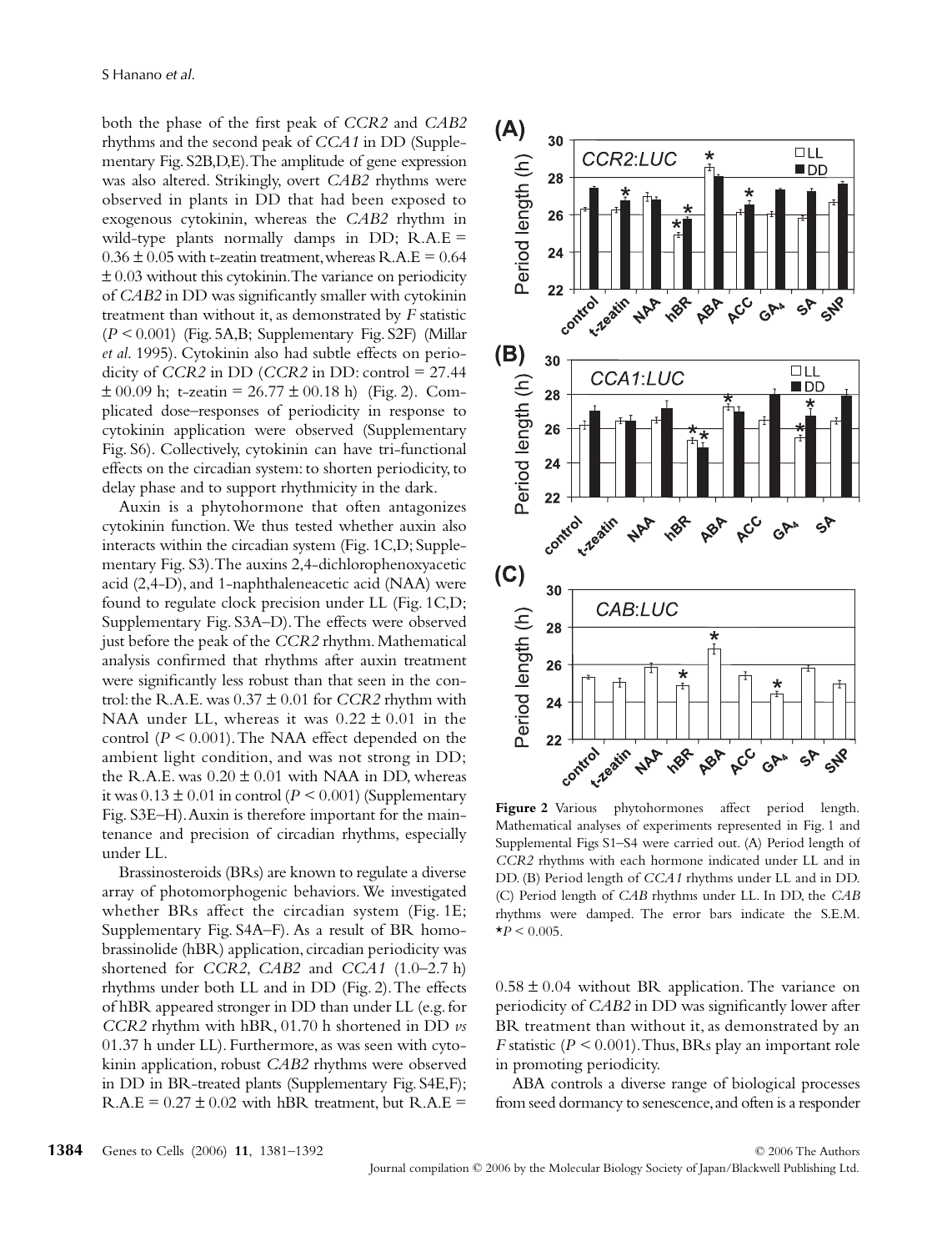both the phase of the first peak of *CCR2* and *CAB2* rhythms and the second peak of *CCA1* in DD (Supplementary Fig. S2B,D,E). The amplitude of gene expression was also altered. Strikingly, overt *CAB2* rhythms were observed in plants in DD that had been exposed to exogenous cytokinin, whereas the *CAB2* rhythm in wild-type plants normally damps in DD; R.A.E = $0.36 \pm 0.05$ with t-zeatin treatment, whereas R.A.E = $0.64 \pm 0.03$ without this cytokinin. The variance on periodicity of *CAB2* in DD was significantly smaller with cytokinin treatment than without it, as demonstrated by *F* statistic ($P < 0.001$) (Fig. 5A,B; Supplementary Fig. S2F) (Millar *et al.* 1995). Cytokinin also had subtle effects on periodicity of *CCR2* in DD (*CCR2* in DD: control = $27.44 \pm 00.09$ h; t-zeatin = $26.77 \pm 00.18$ h) (Fig. 2). Complicated dose–responses of periodicity in response to cytokinin application were observed (Supplementary Fig. S6). Collectively, cytokinin can have tri-functional effects on the circadian system: to shorten periodicity, to delay phase and to support rhythmicity in the dark.

Auxin is a phytohormone that often antagonizes cytokinin function. We thus tested whether auxin also interacts within the circadian system (Fig. 1C,D; Supplementary Fig. S3). The auxins 2,4-dichlorophenoxyacetic acid (2,4-D), and 1-naphthaleneacetic acid (NAA) were found to regulate clock precision under LL (Fig. 1C,D; Supplementary Fig. S3A–D). The effects were observed just before the peak of the *CCR2* rhythm. Mathematical analysis confirmed that rhythms after auxin treatment were significantly less robust than that seen in the control: the R.A.E. was $0.37 \pm 0.01$ for *CCR2* rhythm with NAA under LL, whereas it was $0.22 \pm 0.01$ in the control ($P < 0.001$). The NAA effect depended on the ambient light condition, and was not strong in DD; the R.A.E. was $0.20 \pm 0.01$ with NAA in DD, whereas it was $0.13 \pm 0.01$ in control ($P < 0.001$) (Supplementary Fig. S3E–H). Auxin is therefore important for the maintenance and precision of circadian rhythms, especially under LL.

Brassinosteroids (BRs) are known to regulate a diverse array of photomorphogenic behaviors. We investigated whether BRs affect the circadian system (Fig. 1E; Supplementary Fig. S4A–F). As a result of BR homobrassinolide (hBR) application, circadian periodicity was shortened for *CCR2*, *CAB2* and *CCA1* (1.0–2.7 h) rhythms under both LL and in DD (Fig. 2). The effects of hBR appeared stronger in DD than under LL (e.g. for *CCR2* rhythm with hBR, 01.70 h shortened in DD *vs* 01.37 h under LL). Furthermore, as was seen with cytokinin application, robust *CAB2* rhythms were observed in DD in BR-treated plants (Supplementary Fig. S4E,F); R.A.E = $0.27 \pm 0.02$ with hBR treatment, but R.A.E = $0.58 \pm 0.04$ without BR application. The variance on periodicity of *CAB2* in DD was significantly lower after BR treatment than without it, as demonstrated by an *F* statistic ($P < 0.001$). Thus, BRs play an important role in promoting periodicity.

ABA controls a diverse range of biological processes from seed dormancy to senescence, and often is a responder

**Figure 2** Various phytohormones affect period length. Mathematical analyses of experiments represented in Fig. 1 and Supplemental Figs S1–S4 were carried out. (A) Period length of *CCR2* rhythms with each hormone indicated under LL and in DD. (B) Period length of *CCA1* rhythms under LL and in DD. (C) Period length of *CAB* rhythms under LL. In DD, the *CAB* rhythms were damped. The error bars indicate the S.E.M. *$P < 0.005$.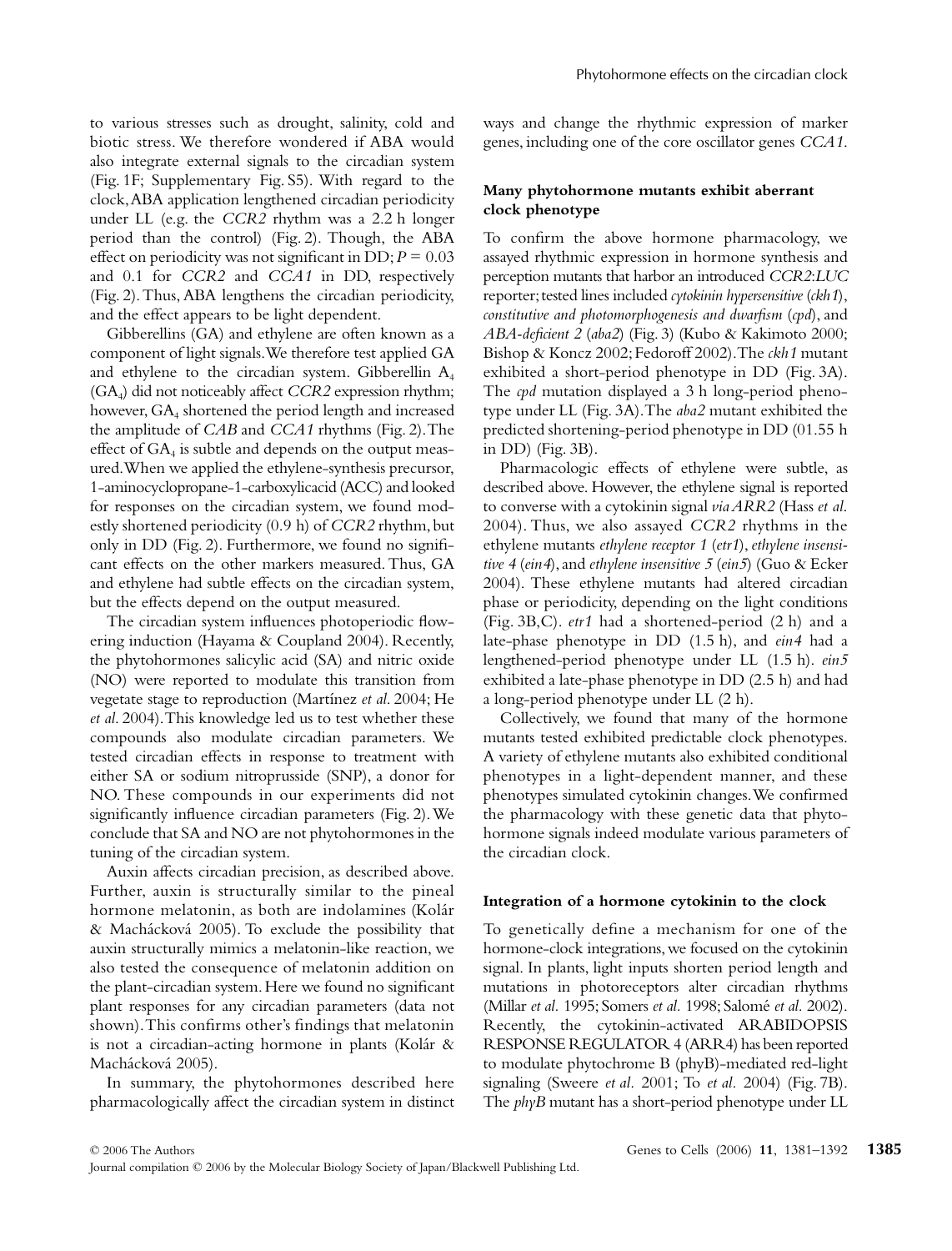to various stresses such as drought, salinity, cold and biotic stress. We therefore wondered if ABA would also integrate external signals to the circadian system (Fig. 1F; Supplementary Fig. S5). With regard to the clock, ABA application lengthened circadian periodicity under LL (e.g. the *CCR2* rhythm was a 2.2 h longer period than the control) (Fig. 2). Though, the ABA effect on periodicity was not significant in DD; $P = 0.03$ and 0.1 for *CCR2* and *CCA1* in DD, respectively (Fig. 2). Thus, ABA lengthens the circadian periodicity, and the effect appears to be light dependent.

Gibberellins (GA) and ethylene are often known as a component of light signals. We therefore test applied GA and ethylene to the circadian system. Gibberellin $A_4$ ($GA_4$) did not noticeably affect *CCR2* expression rhythm; however, $GA_4$ shortened the period length and increased the amplitude of *CAB* and *CCA1* rhythms (Fig. 2). The effect of $GA_4$ is subtle and depends on the output measured. When we applied the ethylene-synthesis precursor, 1-aminocyclopropane-1-carboxylicacid (ACC) and looked for responses on the circadian system, we found modestly shortened periodicity (0.9 h) of *CCR2* rhythm, but only in DD (Fig. 2). Furthermore, we found no significant effects on the other markers measured. Thus, GA and ethylene had subtle effects on the circadian system, but the effects depend on the output measured.

The circadian system influences photoperiodic flowering induction (Hayama & Coupland 2004). Recently, the phytohormones salicylic acid (SA) and nitric oxide (NO) were reported to modulate this transition from vegetate stage to reproduction (Martínez *et al.* 2004; He *et al.* 2004). This knowledge led us to test whether these compounds also modulate circadian parameters. We tested circadian effects in response to treatment with either SA or sodium nitroprusside (SNP), a donor for NO. These compounds in our experiments did not significantly influence circadian parameters (Fig. 2). We conclude that SA and NO are not phytohormones in the tuning of the circadian system.

Auxin affects circadian precision, as described above. Further, auxin is structurally similar to the pineal hormone melatonin, as both are indolamines (Kolár & Machácková 2005). To exclude the possibility that auxin structurally mimics a melatonin-like reaction, we also tested the consequence of melatonin addition on the plant-circadian system. Here we found no significant plant responses for any circadian parameters (data not shown). This confirms other's findings that melatonin is not a circadian-acting hormone in plants (Kolár & Machácková 2005).

In summary, the phytohormones described here pharmacologically affect the circadian system in distinct ways and change the rhythmic expression of marker genes, including one of the core oscillator genes *CCA1*.

### Many phytohormone mutants exhibit aberrant clock phenotype

To confirm the above hormone pharmacology, we assayed rhythmic expression in hormone synthesis and perception mutants that harbor an introduced *CCR2:LUC* reporter; tested lines included *cytokinin hypersensitive* (*ckh1*), *constitutive and photomorphogenesis and dwarfism* (*cpd*), and *ABA-deficient 2* (*aba2*) (Fig. 3) (Kubo & Kakimoto 2000; Bishop & Koncz 2002; Fedoroff 2002). The *ckh1* mutant exhibited a short-period phenotype in DD (Fig. 3A). The *cpd* mutation displayed a 3 h long-period phenotype under LL (Fig. 3A). The *aba2* mutant exhibited the predicted shortening-period phenotype in DD (01.55 h in DD) (Fig. 3B).

Pharmacologic effects of ethylene were subtle, as described above. However, the ethylene signal is reported to converse with a cytokinin signal *via ARR2* (Hass *et al.* 2004). Thus, we also assayed *CCR2* rhythms in the ethylene mutants *ethylene receptor 1* (*etr1*), *ethylene insensitive 4* (*ein4*), and *ethylene insensitive 5* (*ein5*) (Guo & Ecker 2004). These ethylene mutants had altered circadian phase or periodicity, depending on the light conditions (Fig. 3B,C). *etr1* had a shortened-period (2 h) and a late-phase phenotype in DD (1.5 h), and *ein4* had a lengthened-period phenotype under LL (1.5 h). *ein5* exhibited a late-phase phenotype in DD (2.5 h) and had a long-period phenotype under LL (2 h).

Collectively, we found that many of the hormone mutants tested exhibited predictable clock phenotypes. A variety of ethylene mutants also exhibited conditional phenotypes in a light-dependent manner, and these phenotypes simulated cytokinin changes. We confirmed the pharmacology with these genetic data that phytohormone signals indeed modulate various parameters of the circadian clock.

### Integration of a hormone cytokinin to the clock

To genetically define a mechanism for one of the hormone-clock integrations, we focused on the cytokinin signal. In plants, light inputs shorten period length and mutations in photoreceptors alter circadian rhythms (Millar *et al.* 1995; Somers *et al.* 1998; Salomé *et al.* 2002). Recently, the cytokinin-activated ARABIDOPSIS RESPONSE REGULATOR 4 (ARR4) has been reported to modulate phytochrome B (phyB)-mediated red-light signaling (Sweere *et al.* 2001; To *et al.* 2004) (Fig. 7B). The *phyB* mutant has a short-period phenotype under LL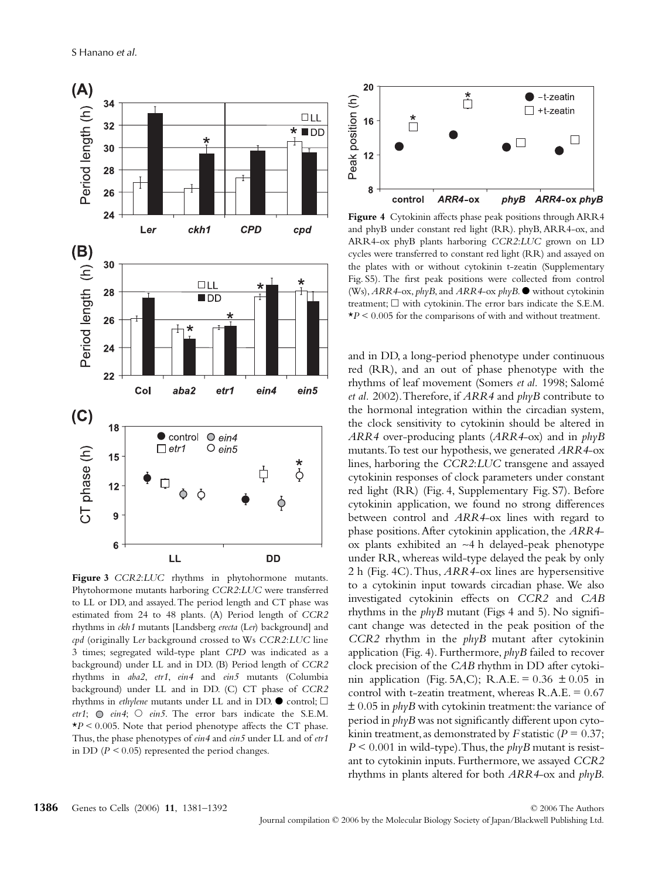**Figure 3** *CCR2:LUC* rhythms in phytohormone mutants. Phytohormone mutants harboring *CCR2:LUC* were transferred to LL or DD, and assayed. The period length and CT phase was estimated from 24 to 48 plants. (A) Period length of *CCR2* rhythms in *ckh1* mutants [Landsberg *erecta* (L*er*) background] and *cpd* (originally L*er* background crossed to Ws *CCR2:LUC* line 3 times; segregated wild-type plant *CPD* was indicated as a background) under LL and in DD. (B) Period length of *CCR2* rhythms in *aba2*, *etr1*, *ein4* and *ein5* mutants (Columbia background) under LL and in DD. (C) CT phase of *CCR2* rhythms in *ethylene* mutants under LL and in DD. ● control; □ *etr1*; ◉ *ein4*; ○ *ein5*. The error bars indicate the S.E.M. *$P < 0.005$. Note that period phenotype affects the CT phase. Thus, the phase phenotypes of *ein4* and *ein5* under LL and of *etr1* in DD ($P < 0.05$) represented the period changes.

**Figure 4** Cytokinin affects phase peak positions through ARR4 and phyB under constant red light (RR). phyB, ARR4-ox, and ARR4-ox phyB plants harboring *CCR2:LUC* grown on LD cycles were transferred to constant red light (RR) and assayed on the plates with or without cytokinin t-zeatin (Supplementary Fig. S5). The first peak positions were collected from control (Ws), *ARR4*-ox, *phyB*, and *ARR4*-ox *phyB*. ● without cytokinin treatment; □ with cytokinin. The error bars indicate the S.E.M. *$P < 0.005$ for the comparisons of with and without treatment.

and in DD, a long-period phenotype under continuous red (RR), and an out of phase phenotype with the rhythms of leaf movement (Somers *et al.* 1998; Salomé *et al.* 2002). Therefore, if *ARR4* and *phyB* contribute to the hormonal integration within the circadian system, the clock sensitivity to cytokinin should be altered in *ARR4* over-producing plants (*ARR4*-ox) and in *phyB* mutants. To test our hypothesis, we generated *ARR4*-ox lines, harboring the *CCR2:LUC* transgene and assayed cytokinin responses of clock parameters under constant red light (RR) (Fig. 4, Supplementary Fig. S7). Before cytokinin application, we found no strong differences between control and *ARR4*-ox lines with regard to phase positions. After cytokinin application, the *ARR4*-ox plants exhibited an ~4 h delayed-peak phenotype under RR, whereas wild-type delayed the peak by only 2 h (Fig. 4C). Thus, *ARR4*-ox lines are hypersensitive to a cytokinin input towards circadian phase. We also investigated cytokinin effects on *CCR2* and *CAB* rhythms in the *phyB* mutant (Figs 4 and 5). No significant change was detected in the peak position of the *CCR2* rhythm in the *phyB* mutant after cytokinin application (Fig. 4). Furthermore, *phyB* failed to recover clock precision of the *CAB* rhythm in DD after cytokinin application (Fig. 5A,C); R.A.E. = 0.36 ± 0.05 in control with t-zeatin treatment, whereas R.A.E. = 0.67 ± 0.05 in *phyB* with cytokinin treatment: the variance of period in *phyB* was not significantly different upon cytokinin treatment, as demonstrated by *F* statistic ($P = 0.37$; $P < 0.001$ in wild-type). Thus, the *phyB* mutant is resistant to cytokinin inputs. Furthermore, we assayed *CCR2* rhythms in plants altered for both *ARR4*-ox and *phyB*.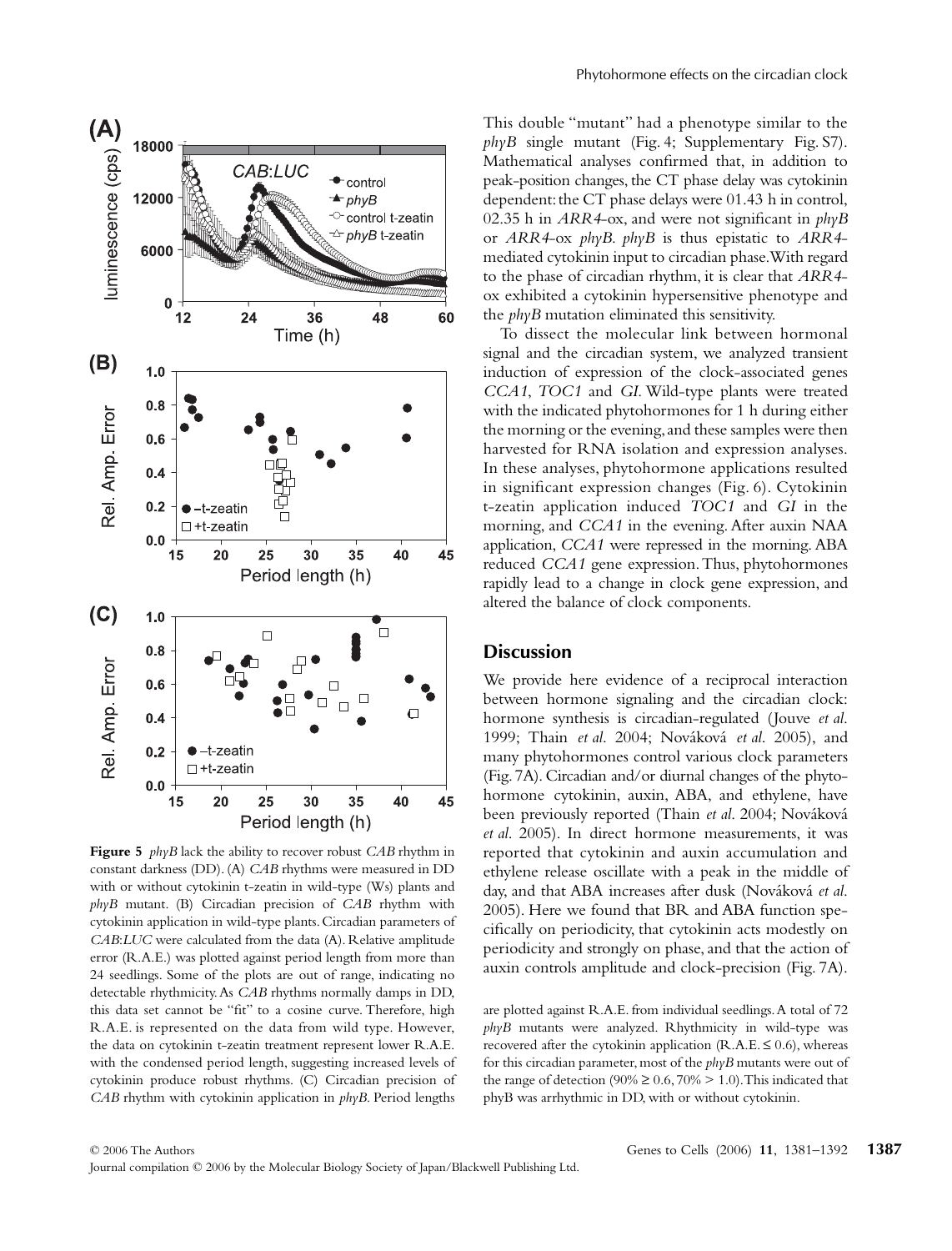This double "mutant" had a phenotype similar to the *phyB* single mutant (Fig. 4; Supplementary Fig. S7). Mathematical analyses confirmed that, in addition to peak-position changes, the CT phase delay was cytokinin dependent: the CT phase delays were 01.43 h in control, 02.35 h in *ARR4*-ox, and were not significant in *phyB* or *ARR4*-ox *phyB*. *phyB* is thus epistatic to *ARR4*-mediated cytokinin input to circadian phase. With regard to the phase of circadian rhythm, it is clear that *ARR4*-ox exhibited a cytokinin hypersensitive phenotype and the *phyB* mutation eliminated this sensitivity.

To dissect the molecular link between hormonal signal and the circadian system, we analyzed transient induction of expression of the clock-associated genes *CCA1*, *TOC1* and *GI*. Wild-type plants were treated with the indicated phytohormones for 1 h during either the morning or the evening, and these samples were then harvested for RNA isolation and expression analyses. In these analyses, phytohormone applications resulted in significant expression changes (Fig. 6). Cytokinin t-zeatin application induced *TOC1* and *GI* in the morning, and *CCA1* in the evening. After auxin NAA application, *CCA1* were repressed in the morning. ABA reduced *CCA1* gene expression. Thus, phytohormones rapidly lead to a change in clock gene expression, and altered the balance of clock components.

**Figure 5** *phyB* lack the ability to recover robust *CAB* rhythm in constant darkness (DD). (A) *CAB* rhythms were measured in DD with or without cytokinin t-zeatin in wild-type (Ws) plants and *phyB* mutant. (B) Circadian precision of *CAB* rhythm with cytokinin application in wild-type plants. Circadian parameters of *CAB:LUC* were calculated from the data (A). Relative amplitude error (R.A.E.) was plotted against period length from more than 24 seedlings. Some of the plots are out of range, indicating no detectable rhythmicity. As *CAB* rhythms normally damps in DD, this data set cannot be "fit" to a cosine curve. Therefore, high R.A.E. is represented on the data from wild type. However, the data on cytokinin t-zeatin treatment represent lower R.A.E. with the condensed period length, suggesting increased levels of cytokinin produce robust rhythms. (C) Circadian precision of *CAB* rhythm with cytokinin application in *phyB*. Period lengths are plotted against R.A.E. from individual seedlings. A total of 72 *phyB* mutants were analyzed. Rhythmicity in wild-type was recovered after the cytokinin application (R.A.E. ≤ 0.6), whereas for this circadian parameter, most of the *phyB* mutants were out of the range of detection (90% ≥ 0.6, 70% > 1.0). This indicated that phyB was arrhythmic in DD, with or without cytokinin.

## Discussion

We provide here evidence of a reciprocal interaction between hormone signaling and the circadian clock: hormone synthesis is circadian-regulated (Jouve *et al.* 1999; Thain *et al.* 2004; Nováková *et al.* 2005), and many phytohormones control various clock parameters (Fig. 7A). Circadian and/or diurnal changes of the phytohormone cytokinin, auxin, ABA, and ethylene, have been previously reported (Thain *et al.* 2004; Nováková *et al.* 2005). In direct hormone measurements, it was reported that cytokinin and auxin accumulation and ethylene release oscillate with a peak in the middle of day, and that ABA increases after dusk (Nováková *et al.* 2005). Here we found that BR and ABA function specifically on periodicity, that cytokinin acts modestly on periodicity and strongly on phase, and that the action of auxin controls amplitude and clock-precision (Fig. 7A).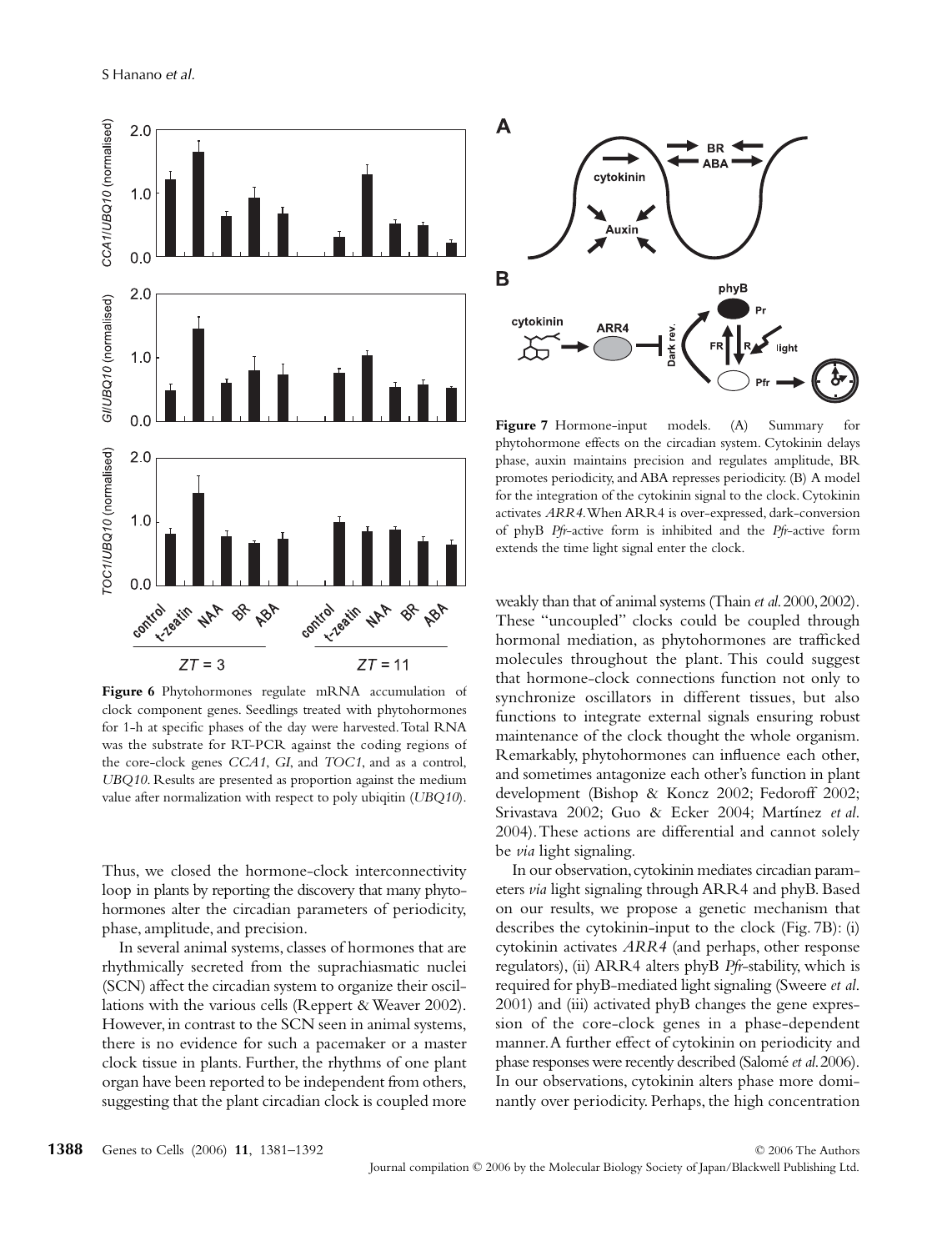**Figure 6** Phytohormones regulate mRNA accumulation of clock component genes. Seedlings treated with phytohormones for 1-h at specific phases of the day were harvested. Total RNA was the substrate for RT-PCR against the coding regions of the core-clock genes *CCA1*, *GI*, and *TOC1*, and as a control, *UBQ10*. Results are presented as proportion against the medium value after normalization with respect to poly ubiqitin (*UBQ10*).

**Figure 7** Hormone-input models. (A) Summary for phytohormone effects on the circadian system. Cytokinin delays phase, auxin maintains precision and regulates amplitude, BR promotes periodicity, and ABA represses periodicity. (B) A model for the integration of the cytokinin signal to the clock. Cytokinin activates *ARR4*. When ARR4 is over-expressed, dark-conversion of phyB *Pfr*-active form is inhibited and the *Pfr*-active form extends the time light signal enter the clock.

Thus, we closed the hormone-clock interconnectivity loop in plants by reporting the discovery that many phytohormones alter the circadian parameters of periodicity, phase, amplitude, and precision.

In several animal systems, classes of hormones that are rhythmically secreted from the suprachiasmatic nuclei (SCN) affect the circadian system to organize their oscillations with the various cells (Reppert & Weaver 2002). However, in contrast to the SCN seen in animal systems, there is no evidence for such a pacemaker or a master clock tissue in plants. Further, the rhythms of one plant organ have been reported to be independent from others, suggesting that the plant circadian clock is coupled more weakly than that of animal systems (Thain *et al*. 2000, 2002). These "uncoupled" clocks could be coupled through hormonal mediation, as phytohormones are trafficked molecules throughout the plant. This could suggest that hormone-clock connections function not only to synchronize oscillators in different tissues, but also functions to integrate external signals ensuring robust maintenance of the clock thought the whole organism. Remarkably, phytohormones can influence each other, and sometimes antagonize each other's function in plant development (Bishop & Koncz 2002; Fedoroff 2002; Srivastava 2002; Guo & Ecker 2004; Martínez *et al*. 2004). These actions are differential and cannot solely be *via* light signaling.

In our observation, cytokinin mediates circadian parameters *via* light signaling through ARR4 and phyB. Based on our results, we propose a genetic mechanism that describes the cytokinin-input to the clock (Fig. 7B): (i) cytokinin activates *ARR4* (and perhaps, other response regulators), (ii) ARR4 alters phyB *Pfr*-stability, which is required for phyB-mediated light signaling (Sweere *et al*. 2001) and (iii) activated phyB changes the gene expression of the core-clock genes in a phase-dependent manner. A further effect of cytokinin on periodicity and phase responses were recently described (Salomé *et al*. 2006). In our observations, cytokinin alters phase more dominantly over periodicity. Perhaps, the high concentration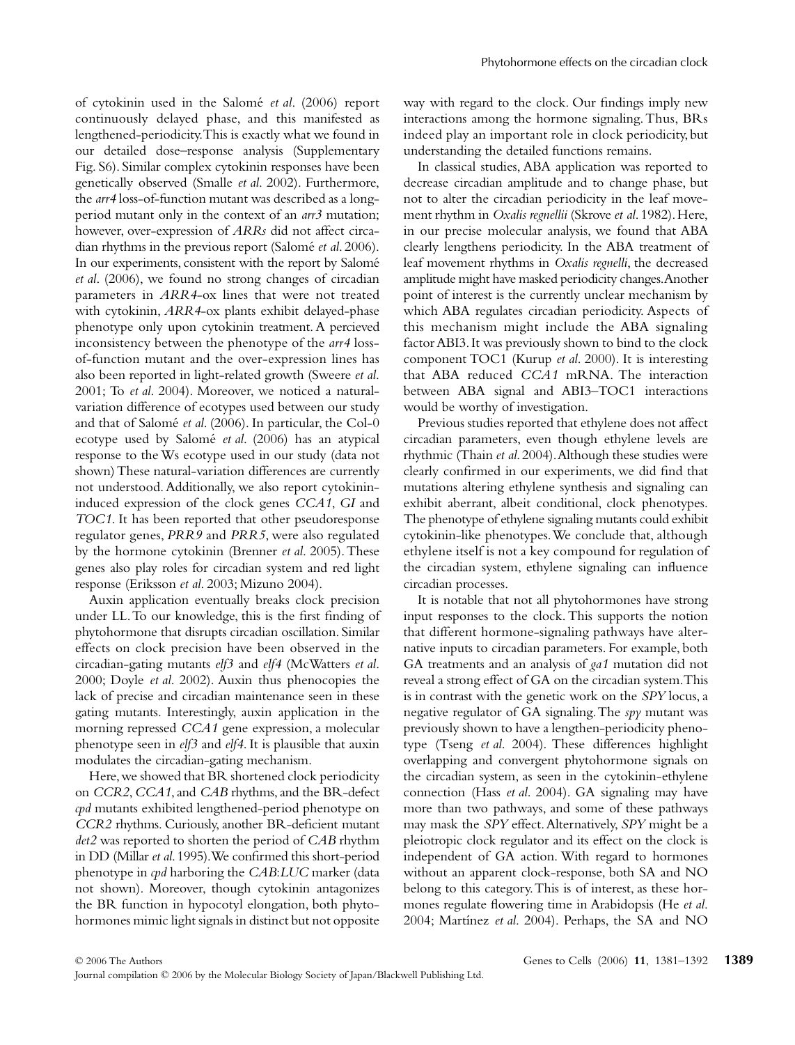of cytokinin used in the Salomé *et al*. (2006) report continuously delayed phase, and this manifested as lengthened-periodicity. This is exactly what we found in our detailed dose–response analysis (Supplementary Fig. S6). Similar complex cytokinin responses have been genetically observed (Smalle *et al*. 2002). Furthermore, the *arr4* loss-of-function mutant was described as a long-period mutant only in the context of an *arr3* mutation; however, over-expression of *ARRs* did not affect circadian rhythms in the previous report (Salomé *et al*. 2006). In our experiments, consistent with the report by Salomé *et al*. (2006), we found no strong changes of circadian parameters in *ARR4*-ox lines that were not treated with cytokinin, *ARR4*-ox plants exhibit delayed-phase phenotype only upon cytokinin treatment. A percieved inconsistency between the phenotype of the *arr4* loss-of-function mutant and the over-expression lines has also been reported in light-related growth (Sweere *et al*. 2001; To *et al*. 2004). Moreover, we noticed a natural-variation difference of ecotypes used between our study and that of Salomé *et al*. (2006). In particular, the Col-0 ecotype used by Salomé *et al*. (2006) has an atypical response to the Ws ecotype used in our study (data not shown) These natural-variation differences are currently not understood. Additionally, we also report cytokinin-induced expression of the clock genes *CCA1*, *GI* and *TOC1*. It has been reported that other pseudoresponse regulator genes, *PRR9* and *PRR5*, were also regulated by the hormone cytokinin (Brenner *et al*. 2005). These genes also play roles for circadian system and red light response (Eriksson *et al*. 2003; Mizuno 2004).

Auxin application eventually breaks clock precision under LL. To our knowledge, this is the first finding of phytohormone that disrupts circadian oscillation. Similar effects on clock precision have been observed in the circadian-gating mutants *elf3* and *elf4* (McWatters *et al*. 2000; Doyle *et al*. 2002). Auxin thus phenocopies the lack of precise and circadian maintenance seen in these gating mutants. Interestingly, auxin application in the morning repressed *CCA1* gene expression, a molecular phenotype seen in *elf3* and *elf4*. It is plausible that auxin modulates the circadian-gating mechanism.

Here, we showed that BR shortened clock periodicity on *CCR2*, *CCA1*, and *CAB* rhythms, and the BR-defect *cpd* mutants exhibited lengthened-period phenotype on *CCR2* rhythms. Curiously, another BR-deficient mutant *det2* was reported to shorten the period of *CAB* rhythm in DD (Millar *et al*. 1995). We confirmed this short-period phenotype in *cpd* harboring the *CAB:LUC* marker (data not shown). Moreover, though cytokinin antagonizes the BR function in hypocotyl elongation, both phytohormones mimic light signals in distinct but not opposite way with regard to the clock. Our findings imply new interactions among the hormone signaling. Thus, BRs indeed play an important role in clock periodicity, but understanding the detailed functions remains.

In classical studies, ABA application was reported to decrease circadian amplitude and to change phase, but not to alter the circadian periodicity in the leaf movement rhythm in *Oxalis regnellii* (Skrove *et al*. 1982). Here, in our precise molecular analysis, we found that ABA clearly lengthens periodicity. In the ABA treatment of leaf movement rhythms in *Oxalis regnelli*, the decreased amplitude might have masked periodicity changes. Another point of interest is the currently unclear mechanism by which ABA regulates circadian periodicity. Aspects of this mechanism might include the ABA signaling factor ABI3. It was previously shown to bind to the clock component TOC1 (Kurup *et al*. 2000). It is interesting that ABA reduced *CCA1* mRNA. The interaction between ABA signal and ABI3–TOC1 interactions would be worthy of investigation.

Previous studies reported that ethylene does not affect circadian parameters, even though ethylene levels are rhythmic (Thain *et al*. 2004). Although these studies were clearly confirmed in our experiments, we did find that mutations altering ethylene synthesis and signaling can exhibit aberrant, albeit conditional, clock phenotypes. The phenotype of ethylene signaling mutants could exhibit cytokinin-like phenotypes. We conclude that, although ethylene itself is not a key compound for regulation of the circadian system, ethylene signaling can influence circadian processes.

It is notable that not all phytohormones have strong input responses to the clock. This supports the notion that different hormone-signaling pathways have alternative inputs to circadian parameters. For example, both GA treatments and an analysis of *ga1* mutation did not reveal a strong effect of GA on the circadian system. This is in contrast with the genetic work on the *SPY* locus, a negative regulator of GA signaling. The *spy* mutant was previously shown to have a lengthen-periodicity phenotype (Tseng *et al*. 2004). These differences highlight overlapping and convergent phytohormone signals on the circadian system, as seen in the cytokinin-ethylene connection (Hass *et al*. 2004). GA signaling may have more than two pathways, and some of these pathways may mask the *SPY* effect. Alternatively, *SPY* might be a pleiotropic clock regulator and its effect on the clock is independent of GA action. With regard to hormones without an apparent clock-response, both SA and NO belong to this category. This is of interest, as these hormones regulate flowering time in Arabidopsis (He *et al*. 2004; Martínez *et al*. 2004). Perhaps, the SA and NO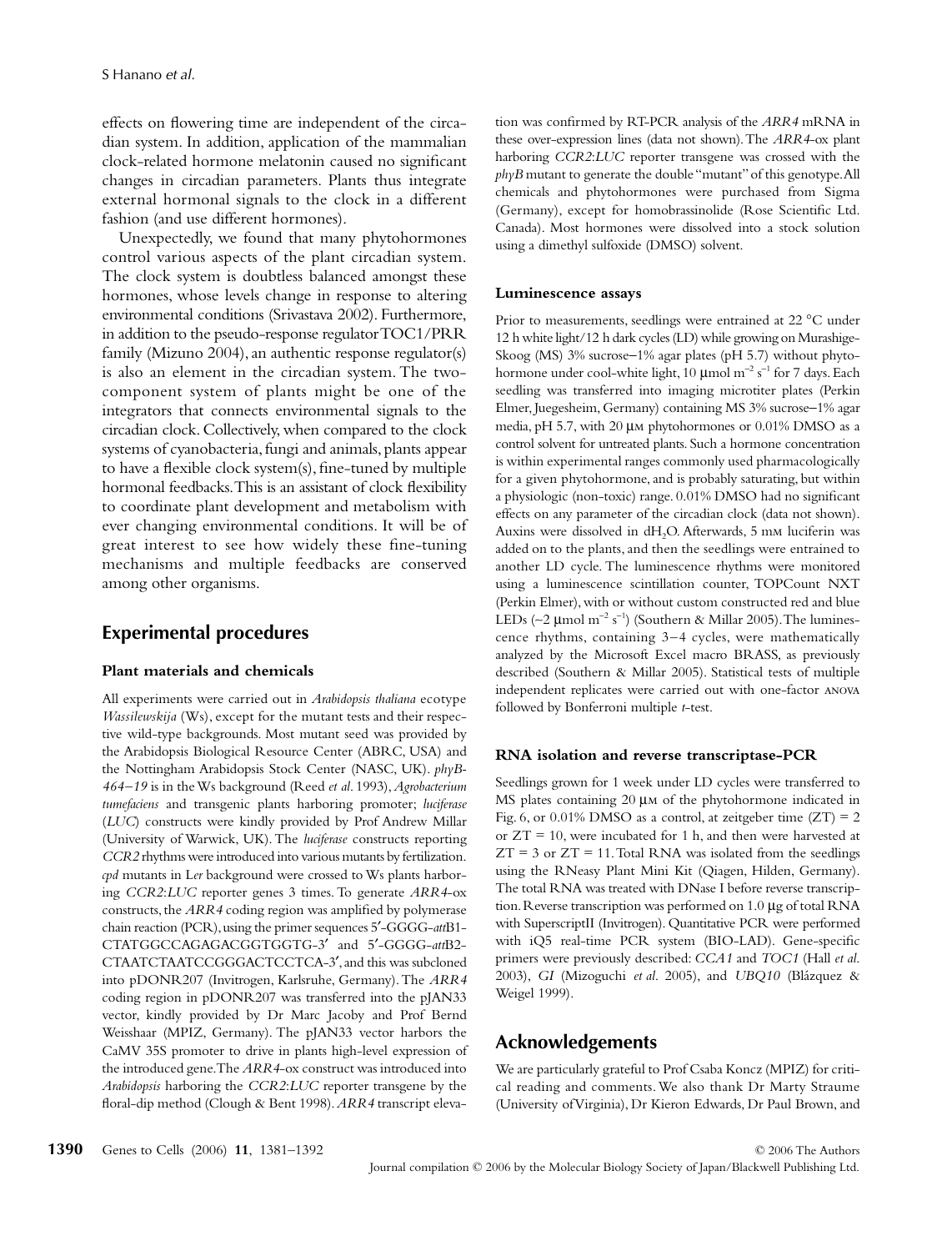effects on flowering time are independent of the circadian system. In addition, application of the mammalian clock-related hormone melatonin caused no significant changes in circadian parameters. Plants thus integrate external hormonal signals to the clock in a different fashion (and use different hormones).

Unexpectedly, we found that many phytohormones control various aspects of the plant circadian system. The clock system is doubtless balanced amongst these hormones, whose levels change in response to altering environmental conditions (Srivastava 2002). Furthermore, in addition to the pseudo-response regulator TOC1/PRR family (Mizuno 2004), an authentic response regulator(s) is also an element in the circadian system. The two-component system of plants might be one of the integrators that connects environmental signals to the circadian clock. Collectively, when compared to the clock systems of cyanobacteria, fungi and animals, plants appear to have a flexible clock system(s), fine-tuned by multiple hormonal feedbacks. This is an assistant of clock flexibility to coordinate plant development and metabolism with ever changing environmental conditions. It will be of great interest to see how widely these fine-tuning mechanisms and multiple feedbacks are conserved among other organisms.

## Experimental procedures

### Plant materials and chemicals

All experiments were carried out in *Arabidopsis thaliana* ecotype *Wassilewskija* (Ws), except for the mutant tests and their respective wild-type backgrounds. Most mutant seed was provided by the Arabidopsis Biological Resource Center (ABRC, USA) and the Nottingham Arabidopsis Stock Center (NASC, UK). *phyB-464–19* is in the Ws background (Reed *et al*. 1993), *Agrobacterium tumefaciens* and transgenic plants harboring promoter; *luciferase* (*LUC*) constructs were kindly provided by Prof Andrew Millar (University of Warwick, UK). The *luciferase* constructs reporting *CCR2* rhythms were introduced into various mutants by fertilization. *cpd* mutants in L*er* background were crossed to Ws plants harboring *CCR2:LUC* reporter genes 3 times. To generate *ARR4*-ox constructs, the *ARR4* coding region was amplified by polymerase chain reaction (PCR), using the primer sequences 5′-GGGG-*att*B1-CTATGGCCAGAGACGGTGGTG-3′ and 5′-GGGG-*att*B2-CTAATCTAATCCGGGACTCCTCA-3′, and this was subcloned into pDONR207 (Invitrogen, Karlsruhe, Germany). The *ARR4* coding region in pDONR207 was transferred into the pJAN33 vector, kindly provided by Dr Marc Jacoby and Prof Bernd Weisshaar (MPIZ, Germany). The pJAN33 vector harbors the CaMV 35S promoter to drive in plants high-level expression of the introduced gene. The *ARR4*-ox construct was introduced into *Arabidopsis* harboring the *CCR2:LUC* reporter transgene by the floral-dip method (Clough & Bent 1998). *ARR4* transcript elevation was confirmed by RT-PCR analysis of the *ARR4* mRNA in these over-expression lines (data not shown). The *ARR4*-ox plant harboring *CCR2:LUC* reporter transgene was crossed with the *phyB* mutant to generate the double "mutant" of this genotype. All chemicals and phytohormones were purchased from Sigma (Germany), except for homobrassinolide (Rose Scientific Ltd. Canada). Most hormones were dissolved into a stock solution using a dimethyl sulfoxide (DMSO) solvent.

### Luminescence assays

Prior to measurements, seedlings were entrained at 22 °C under 12 h white light/12 h dark cycles (LD) while growing on Murashige-Skoog (MS) 3% sucrose–1% agar plates (pH 5.7) without phytohormone under cool-white light, 10 μmol $m^{-2}$ $s^{-1}$ for 7 days. Each seedling was transferred into imaging microtiter plates (Perkin Elmer, Juegesheim, Germany) containing MS 3% sucrose–1% agar media, pH 5.7, with 20 μM phytohormones or 0.01% DMSO as a control solvent for untreated plants. Such a hormone concentration is within experimental ranges commonly used pharmacologically for a given phytohormone, and is probably saturating, but within a physiologic (non-toxic) range. 0.01% DMSO had no significant effects on any parameter of the circadian clock (data not shown). Auxins were dissolved in $dH_2O$. Afterwards, 5 mM luciferin was added on to the plants, and then the seedlings were entrained to another LD cycle. The luminescence rhythms were monitored using a luminescence scintillation counter, TOPCount NXT (Perkin Elmer), with or without custom constructed red and blue LEDs (~2 μmol $m^{-2}$ $s^{-1}$) (Southern & Millar 2005). The luminescence rhythms, containing 3–4 cycles, were mathematically analyzed by the Microsoft Excel macro BRASS, as previously described (Southern & Millar 2005). Statistical tests of multiple independent replicates were carried out with one-factor ANOVA followed by Bonferroni multiple *t*-test.

### RNA isolation and reverse transcriptase-PCR

Seedlings grown for 1 week under LD cycles were transferred to MS plates containing 20 μM of the phytohormone indicated in Fig. 6, or 0.01% DMSO as a control, at zeitgeber time (ZT) = 2 or ZT = 10, were incubated for 1 h, and then were harvested at ZT = 3 or ZT = 11. Total RNA was isolated from the seedlings using the RNeasy Plant Mini Kit (Qiagen, Hilden, Germany). The total RNA was treated with DNase I before reverse transcription. Reverse transcription was performed on 1.0 μg of total RNA with SuperscriptII (Invitrogen). Quantitative PCR were performed with iQ5 real-time PCR system (BIO-LAD). Gene-specific primers were previously described: *CCA1* and *TOC1* (Hall *et al*. 2003), *GI* (Mizoguchi *et al*. 2005), and *UBQ10* (Blázquez & Weigel 1999).

## Acknowledgements

We are particularly grateful to Prof Csaba Koncz (MPIZ) for critical reading and comments. We also thank Dr Marty Straume (University of Virginia), Dr Kieron Edwards, Dr Paul Brown, and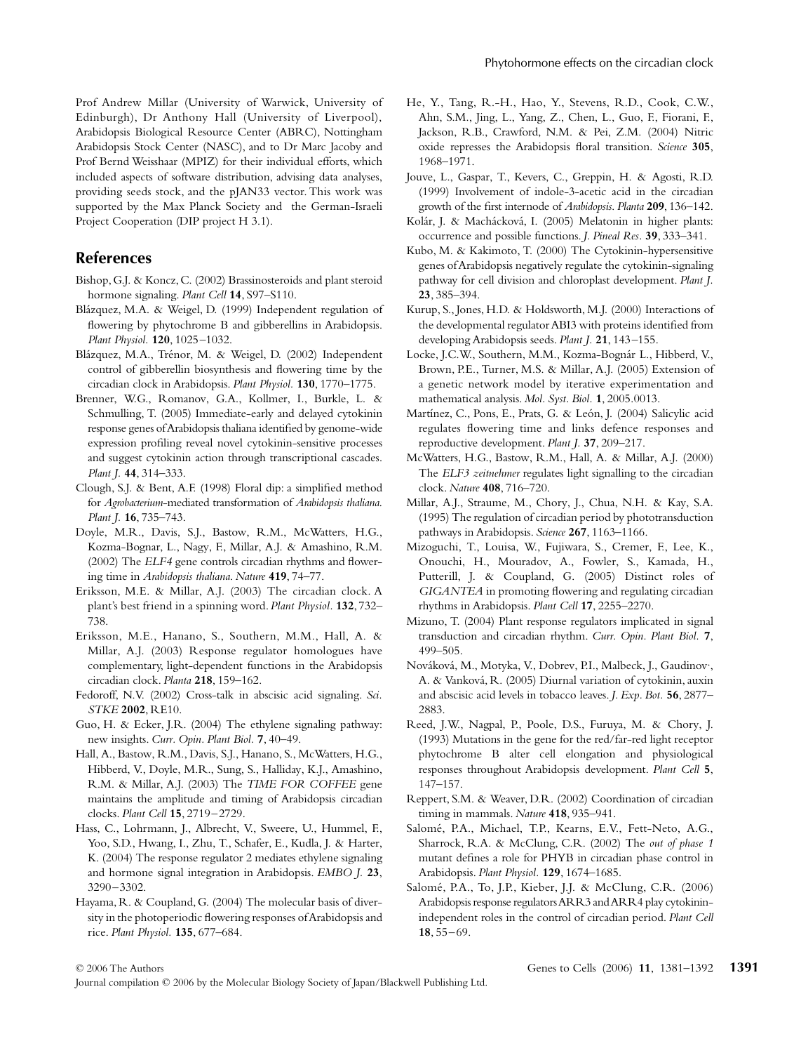Prof Andrew Millar (University of Warwick, University of Edinburgh), Dr Anthony Hall (University of Liverpool), Arabidopsis Biological Resource Center (ABRC), Nottingham Arabidopsis Stock Center (NASC), and to Dr Marc Jacoby and Prof Bernd Weisshaar (MPIZ) for their individual efforts, which included aspects of software distribution, advising data analyses, providing seeds stock, and the pJAN33 vector. This work was supported by the Max Planck Society and the German-Israeli Project Cooperation (DIP project H 3.1).

## References

Bishop, G.J. & Koncz, C. (2002) Brassinosteroids and plant steroid hormone signaling. *Plant Cell* **14**, S97–S110.

Blázquez, M.A. & Weigel, D. (1999) Independent regulation of flowering by phytochrome B and gibberellins in Arabidopsis. *Plant Physiol.* **120**, 1025–1032.

Blázquez, M.A., Trénor, M. & Weigel, D. (2002) Independent control of gibberellin biosynthesis and flowering time by the circadian clock in Arabidopsis. *Plant Physiol.* **130**, 1770–1775.

Brenner, W.G., Romanov, G.A., Kollmer, I., Burkle, L. & Schmulling, T. (2005) Immediate-early and delayed cytokinin response genes of Arabidopsis thaliana identified by genome-wide expression profiling reveal novel cytokinin-sensitive processes and suggest cytokinin action through transcriptional cascades. *Plant J.* **44**, 314–333.

Clough, S.J. & Bent, A.F. (1998) Floral dip: a simplified method for *Agrobacterium*-mediated transformation of *Arabidopsis thaliana*. *Plant J.* **16**, 735–743.

Doyle, M.R., Davis, S.J., Bastow, R.M., McWatters, H.G., Kozma-Bognar, L., Nagy, F., Millar, A.J. & Amashino, R.M. (2002) The *ELF4* gene controls circadian rhythms and flowering time in *Arabidopsis thaliana*. *Nature* **419**, 74–77.

Eriksson, M.E. & Millar, A.J. (2003) The circadian clock. A plant's best friend in a spinning world. *Plant Physiol.* **132**, 732–738.

Eriksson, M.E., Hanano, S., Southern, M.M., Hall, A. & Millar, A.J. (2003) Response regulator homologues have complementary, light-dependent functions in the Arabidopsis circadian clock. *Planta* **218**, 159–162.

Fedoroff, N.V. (2002) Cross-talk in abscisic acid signaling. *Sci. STKE* **2002**, RE10.

Guo, H. & Ecker, J.R. (2004) The ethylene signaling pathway: new insights. *Curr. Opin. Plant Biol.* **7**, 40–49.

Hall, A., Bastow, R.M., Davis, S.J., Hanano, S., McWatters, H.G., Hibberd, V., Doyle, M.R., Sung, S., Halliday, K.J., Amashino, R.M. & Millar, A.J. (2003) The *TIME FOR COFFEE* gene maintains the amplitude and timing of Arabidopsis circadian clocks. *Plant Cell* **15**, 2719–2729.

Hass, C., Lohrmann, J., Albrecht, V., Sweere, U., Hummel, F., Yoo, S.D., Hwang, I., Zhu, T., Schafer, E., Kudla, J. & Harter, K. (2004) The response regulator 2 mediates ethylene signaling and hormone signal integration in Arabidopsis. *EMBO J.* **23**, 3290–3302.

Hayama, R. & Coupland, G. (2004) The molecular basis of diversity in the photoperiodic flowering responses of Arabidopsis and rice. *Plant Physiol.* **135**, 677–684.

He, Y., Tang, R.-H., Hao, Y., Stevens, R.D., Cook, C.W., Ahn, S.M., Jing, L., Yang, Z., Chen, L., Guo, F., Fiorani, F., Jackson, R.B., Crawford, N.M. & Pei, Z.M. (2004) Nitric oxide represses the Arabidopsis floral transition. *Science* **305**, 1968–1971.

Jouve, L., Gaspar, T., Kevers, C., Greppin, H. & Agosti, R.D. (1999) Involvement of indole-3-acetic acid in the circadian growth of the first internode of *Arabidopsis*. *Planta* **209**, 136–142.

Kolár, J. & Machácková, I. (2005) Melatonin in higher plants: occurrence and possible functions. *J. Pineal Res.* **39**, 333–341.

Kubo, M. & Kakimoto, T. (2000) The Cytokinin-hypersensitive genes of Arabidopsis negatively regulate the cytokinin-signaling pathway for cell division and chloroplast development. *Plant J.* **23**, 385–394.

Kurup, S., Jones, H.D. & Holdsworth, M.J. (2000) Interactions of the developmental regulator ABI3 with proteins identified from developing Arabidopsis seeds. *Plant J.* **21**, 143–155.

Locke, J.C.W., Southern, M.M., Kozma-Bognár L., Hibberd, V., Brown, P.E., Turner, M.S. & Millar, A.J. (2005) Extension of a genetic network model by iterative experimentation and mathematical analysis. *Mol. Syst. Biol.* **1**, 2005.0013.

Martínez, C., Pons, E., Prats, G. & León, J. (2004) Salicylic acid regulates flowering time and links defence responses and reproductive development. *Plant J.* **37**, 209–217.

McWatters, H.G., Bastow, R.M., Hall, A. & Millar, A.J. (2000) The *ELF3 zeitnehmer* regulates light signalling to the circadian clock. *Nature* **408**, 716–720.

Millar, A.J., Straume, M., Chory, J., Chua, N.H. & Kay, S.A. (1995) The regulation of circadian period by phototransduction pathways in Arabidopsis. *Science* **267**, 1163–1166.

Mizoguchi, T., Louisa, W., Fujiwara, S., Cremer, F., Lee, K., Onouchi, H., Mouradov, A., Fowler, S., Kamada, H., Putterill, J. & Coupland, G. (2005) Distinct roles of *GIGANTEA* in promoting flowering and regulating circadian rhythms in Arabidopsis. *Plant Cell* **17**, 2255–2270.

Mizuno, T. (2004) Plant response regulators implicated in signal transduction and circadian rhythm. *Curr. Opin. Plant Biol.* **7**, 499–505.

Nováková, M., Motyka, V., Dobrev, P.I., Malbeck, J., Gaudinov·, A. & Vanková, R. (2005) Diurnal variation of cytokinin, auxin and abscisic acid levels in tobacco leaves. *J. Exp. Bot.* **56**, 2877–2883.

Reed, J.W., Nagpal, P., Poole, D.S., Furuya, M. & Chory, J. (1993) Mutations in the gene for the red/far-red light receptor phytochrome B alter cell elongation and physiological responses throughout Arabidopsis development. *Plant Cell* **5**, 147–157.

Reppert, S.M. & Weaver, D.R. (2002) Coordination of circadian timing in mammals. *Nature* **418**, 935–941.

Salomé, P.A., Michael, T.P., Kearns, E.V., Fett-Neto, A.G., Sharrock, R.A. & McClung, C.R. (2002) The *out of phase 1* mutant defines a role for PHYB in circadian phase control in Arabidopsis. *Plant Physiol.* **129**, 1674–1685.

Salomé, P.A., To, J.P., Kieber, J.J. & McClung, C.R. (2006) Arabidopsis response regulators ARR3 and ARR4 play cytokinin-independent roles in the control of circadian period. *Plant Cell* **18**, 55–69.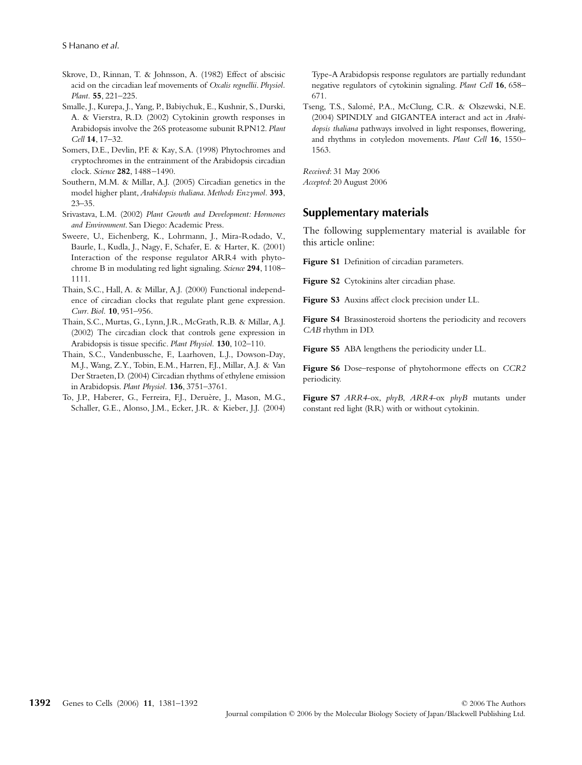Skrove, D., Rinnan, T. & Johnsson, A. (1982) Effect of abscisic acid on the circadian leaf movements of *Oxalis regnellii*. *Physiol. Plant.* **55**, 221–225.

Smalle, J., Kurepa, J., Yang, P., Babiychuk, E., Kushnir, S., Durski, A. & Vierstra, R.D. (2002) Cytokinin growth responses in Arabidopsis involve the 26S proteasome subunit RPN12. *Plant Cell* **14**, 17–32.

Somers, D.E., Devlin, P.F. & Kay, S.A. (1998) Phytochromes and cryptochromes in the entrainment of the Arabidopsis circadian clock. *Science* **282**, 1488–1490.

Southern, M.M. & Millar, A.J. (2005) Circadian genetics in the model higher plant, *Arabidopsis thaliana*. *Methods Enzymol.* **393**, 23–35.

Srivastava, L.M. (2002) *Plant Growth and Development: Hormones and Environment*. San Diego: Academic Press.

Sweere, U., Eichenberg, K., Lohrmann, J., Mira-Rodado, V., Baurle, I., Kudla, J., Nagy, F., Schafer, E. & Harter, K. (2001) Interaction of the response regulator ARR4 with phytochrome B in modulating red light signaling. *Science* **294**, 1108–1111.

Thain, S.C., Hall, A. & Millar, A.J. (2000) Functional independence of circadian clocks that regulate plant gene expression. *Curr. Biol.* **10**, 951–956.

Thain, S.C., Murtas, G., Lynn, J.R., McGrath, R.B. & Millar, A.J. (2002) The circadian clock that controls gene expression in Arabidopsis is tissue specific. *Plant Physiol.* **130**, 102–110.

Thain, S.C., Vandenbussche, F., Laarhoven, L.J., Dowson-Day, M.J., Wang, Z.Y., Tobin, E.M., Harren, F.J., Millar, A.J. & Van Der Straeten, D. (2004) Circadian rhythms of ethylene emission in Arabidopsis. *Plant Physiol.* **136**, 3751–3761.

To, J.P., Haberer, G., Ferreira, F.J., Deruère, J., Mason, M.G., Schaller, G.E., Alonso, J.M., Ecker, J.R. & Kieber, J.J. (2004) Type-A Arabidopsis response regulators are partially redundant negative regulators of cytokinin signaling. *Plant Cell* **16**, 658–671.

Tseng, T.S., Salomé, P.A., McClung, C.R. & Olszewski, N.E. (2004) SPINDLY and GIGANTEA interact and act in *Arabidopsis thaliana* pathways involved in light responses, flowering, and rhythms in cotyledon movements. *Plant Cell* **16**, 1550–1563.

*Received*: 31 May 2006
*Accepted*: 20 August 2006

## Supplementary materials

The following supplementary material is available for this article online:

**Figure S1** Definition of circadian parameters.

**Figure S2** Cytokinins alter circadian phase.

**Figure S3** Auxins affect clock precision under LL.

**Figure S4** Brassinosteroid shortens the periodicity and recovers *CAB* rhythm in DD.

**Figure S5** ABA lengthens the periodicity under LL.

**Figure S6** Dose–response of phytohormone effects on *CCR2* periodicity.

**Figure S7** *ARR4*-ox, *phyB*, *ARR4*-ox *phyB* mutants under constant red light (RR) with or without cytokinin.